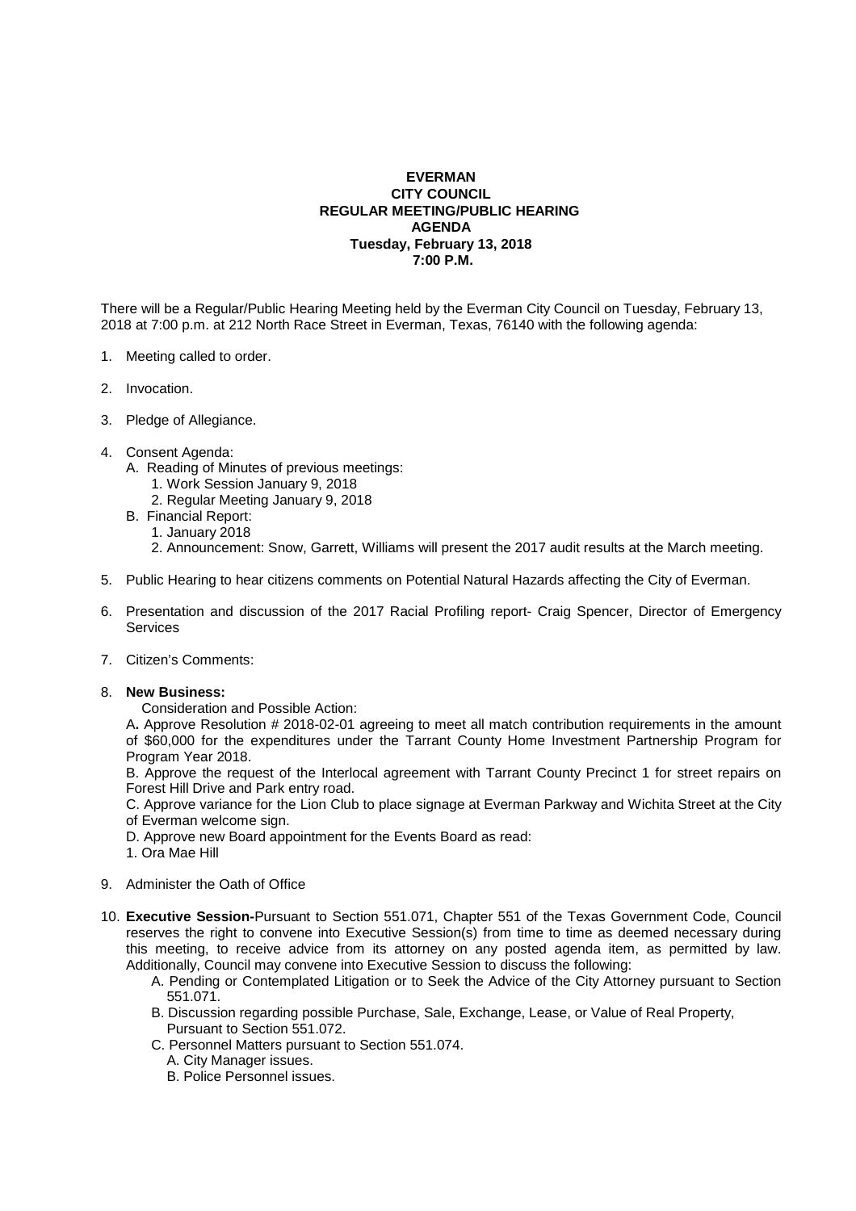**EVERMAN**
**CITY COUNCIL**
**REGULAR MEETING/PUBLIC HEARING**
**AGENDA**
**Tuesday, February 13, 2018**
**7:00 P.M.**

There will be a Regular/Public Hearing Meeting held by the Everman City Council on Tuesday, February 13, 2018 at 7:00 p.m. at 212 North Race Street in Everman, Texas, 76140 with the following agenda:

1. Meeting called to order.

2. Invocation.

3. Pledge of Allegiance.

4. Consent Agenda:
   - A. Reading of Minutes of previous meetings:
     1. Work Session January 9, 2018
     2. Regular Meeting January 9, 2018
   - B. Financial Report:
     1. January 2018
     2. Announcement: Snow, Garrett, Williams will present the 2017 audit results at the March meeting.

5. Public Hearing to hear citizens comments on Potential Natural Hazards affecting the City of Everman.

6. Presentation and discussion of the 2017 Racial Profiling report- Craig Spencer, Director of Emergency Services

7. Citizen's Comments:

8. **New Business:**

   Consideration and Possible Action:

   A**.** Approve Resolution # 2018-02-01 agreeing to meet all match contribution requirements in the amount of $60,000 for the expenditures under the Tarrant County Home Investment Partnership Program for Program Year 2018.

   B. Approve the request of the Interlocal agreement with Tarrant County Precinct 1 for street repairs on Forest Hill Drive and Park entry road.

   C. Approve variance for the Lion Club to place signage at Everman Parkway and Wichita Street at the City of Everman welcome sign.

   D. Approve new Board appointment for the Events Board as read:

   1. Ora Mae Hill

9. Administer the Oath of Office

10. **Executive Session-**Pursuant to Section 551.071, Chapter 551 of the Texas Government Code, Council reserves the right to convene into Executive Session(s) from time to time as deemed necessary during this meeting, to receive advice from its attorney on any posted agenda item, as permitted by law. Additionally, Council may convene into Executive Session to discuss the following:
    - A. Pending or Contemplated Litigation or to Seek the Advice of the City Attorney pursuant to Section 551.071.
    - B. Discussion regarding possible Purchase, Sale, Exchange, Lease, or Value of Real Property, Pursuant to Section 551.072.
    - C. Personnel Matters pursuant to Section 551.074.
      - A. City Manager issues.
      - B. Police Personnel issues.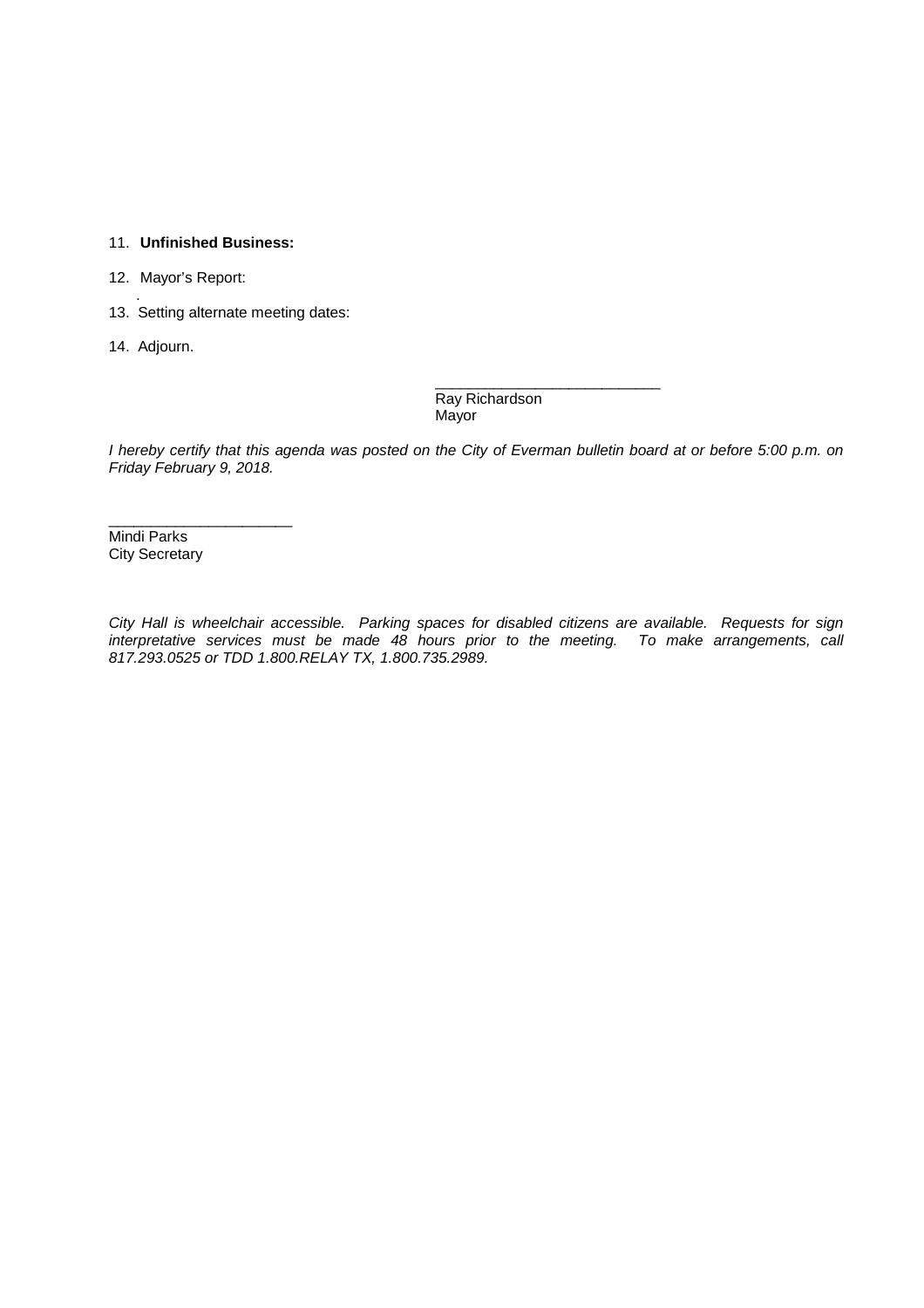11. **Unfinished Business:**

12. Mayor's Report:

13. Setting alternate meeting dates:

14. Adjourn.

\_\_\_\_\_\_\_\_\_\_\_\_\_\_\_\_\_\_\_\_\_\_\_\_\_\_\_\_
Ray Richardson
Mayor

*I hereby certify that this agenda was posted on the City of Everman bulletin board at or before 5:00 p.m. on Friday February 9, 2018.*

\_\_\_\_\_\_\_\_\_\_\_\_\_\_\_\_\_\_\_\_\_\_\_
Mindi Parks
City Secretary

*City Hall is wheelchair accessible. Parking spaces for disabled citizens are available. Requests for sign interpretative services must be made 48 hours prior to the meeting. To make arrangements, call 817.293.0525 or TDD 1.800.RELAY TX, 1.800.735.2989.*